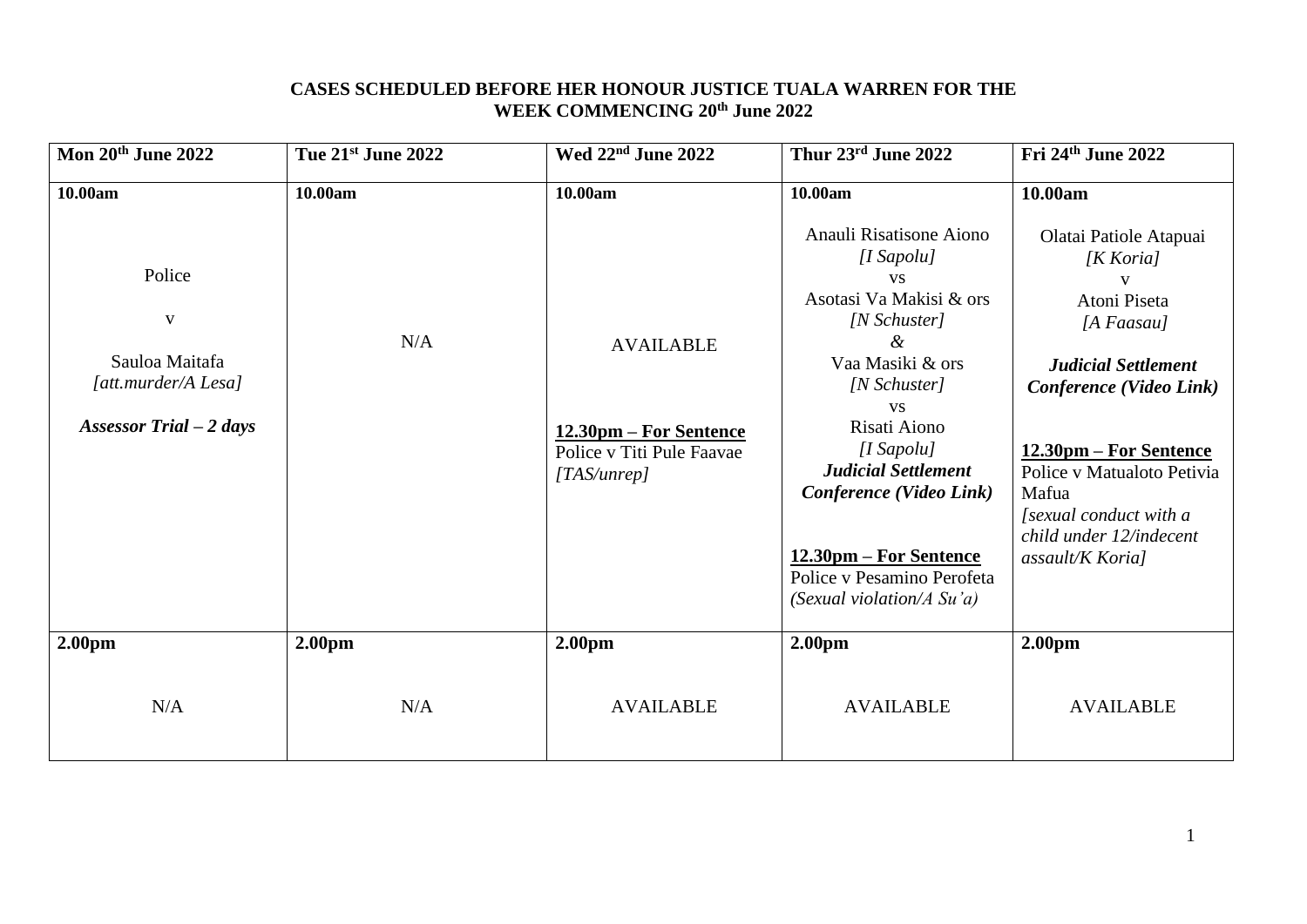**CASES SCHEDULED BEFORE HER HONOUR JUSTICE TUALA WARREN FOR THE WEEK COMMENCING 20th June 2022**

| Mon 20th June 2022 | Tue 21st June 2022 | Wed 22nd June 2022 | Thur 23rd June 2022 | Fri 24th June 2022 |
|---|---|---|---|---|
| **10.00am**<br><br>Police<br>v<br>Sauloa Maitafa<br>*[att.murder/A Lesa]*<br><br>***Assessor Trial – 2 days*** | **10.00am**<br><br>N/A | **10.00am**<br><br>AVAILABLE<br><br>**12.30pm – For Sentence**<br>Police v Titi Pule Faavae<br>*[TAS/unrep]* | **10.00am**<br><br>Anauli Risatisone Aiono<br>*[I Sapolu]*<br>vs<br>Asotasi Va Makisi & ors<br>*[N Schuster]*<br>*&*<br>Vaa Masiki & ors<br>*[N Schuster]*<br>vs<br>Risati Aiono<br>*[I Sapolu]*<br>***Judicial Settlement Conference (Video Link)***<br><br>**12.30pm – For Sentence**<br>Police v Pesamino Perofeta<br>*(Sexual violation/A Su'a)* | **10.00am**<br><br>Olatai Patiole Atapuai<br>*[K Koria]*<br>v<br>Atoni Piseta<br>*[A Faasau]*<br><br>***Judicial Settlement Conference (Video Link)***<br><br>**12.30pm – For Sentence**<br>Police v Matualoto Petivia Mafua<br>*[sexual conduct with a child under 12/indecent assault/K Koria]* |
| **2.00pm**<br><br>N/A | **2.00pm**<br><br>N/A | **2.00pm**<br><br>AVAILABLE | **2.00pm**<br><br>AVAILABLE | **2.00pm**<br><br>AVAILABLE |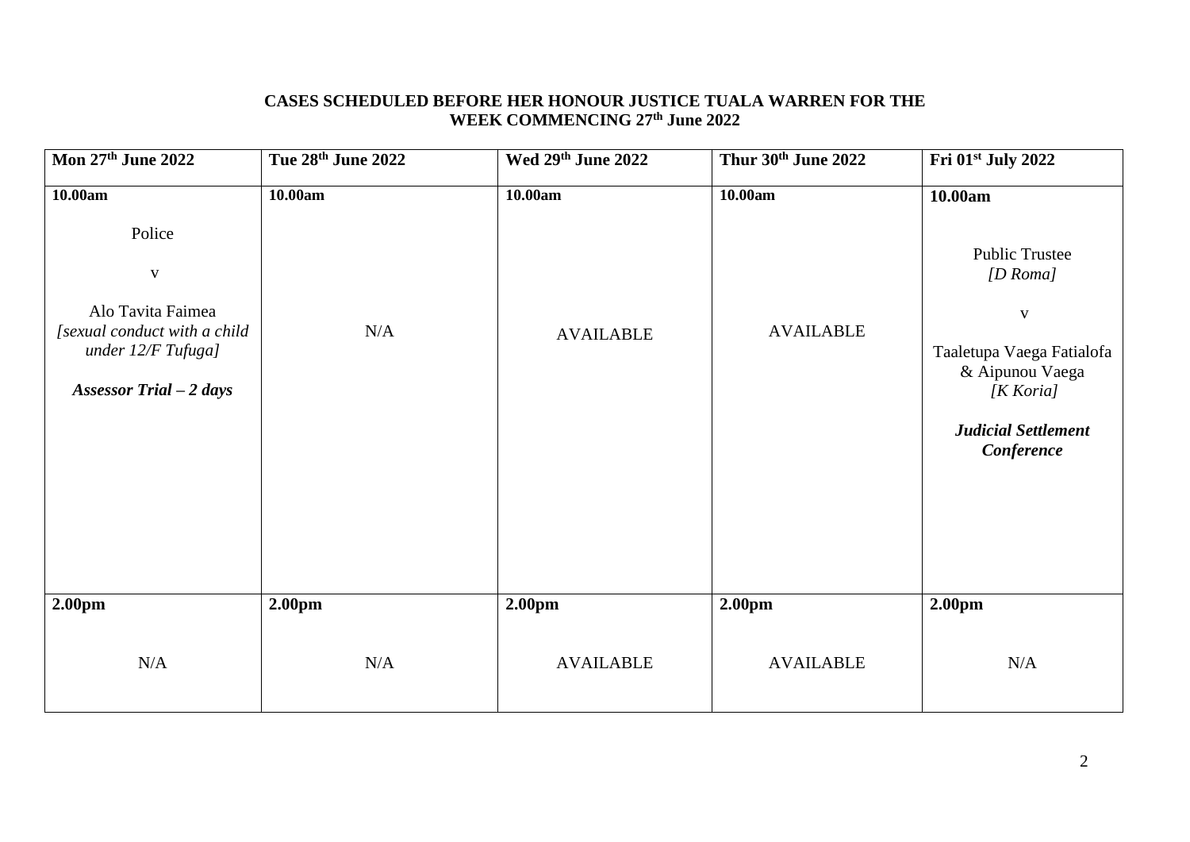**CASES SCHEDULED BEFORE HER HONOUR JUSTICE TUALA WARREN FOR THE WEEK COMMENCING 27th June 2022**

| Mon 27th June 2022 | Tue 28th June 2022 | Wed 29th June 2022 | Thur 30th June 2022 | Fri 01st July 2022 |
|---|---|---|---|---|
| **10.00am**<br><br>Police<br><br>v<br><br>Alo Tavita Faimea<br>*[sexual conduct with a child under 12/F Tufuga]*<br><br>***Assessor Trial – 2 days*** | **10.00am**<br><br>N/A | **10.00am**<br><br>AVAILABLE | **10.00am**<br><br>AVAILABLE | **10.00am**<br><br>Public Trustee<br>*[D Roma]*<br><br>v<br><br>Taaletupa Vaega Fatialofa & Aipunou Vaega<br>*[K Koria]*<br><br>***Judicial Settlement Conference*** |
| **2.00pm**<br><br>N/A | **2.00pm**<br><br>N/A | **2.00pm**<br><br>AVAILABLE | **2.00pm**<br><br>AVAILABLE | **2.00pm**<br><br>N/A |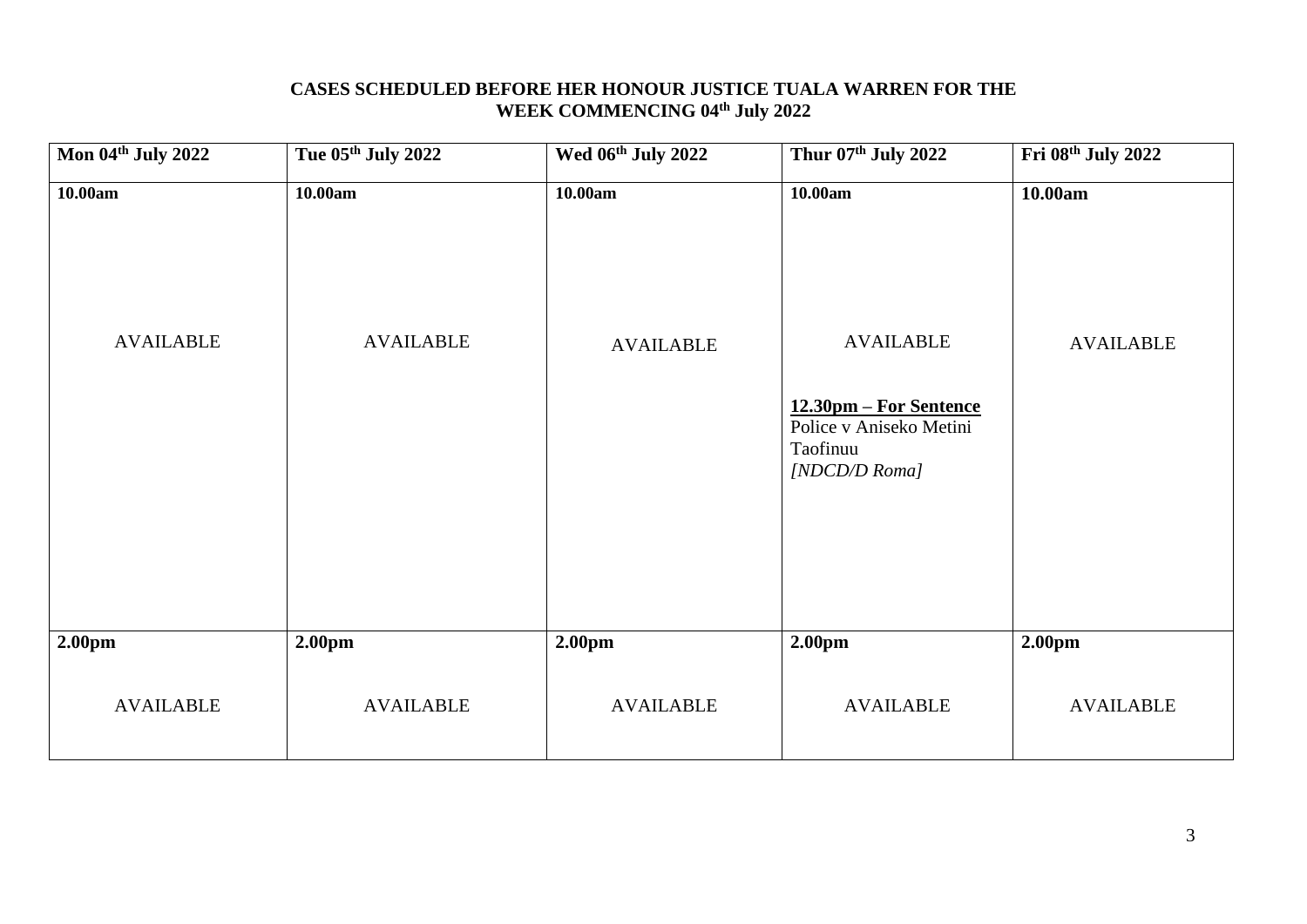**CASES SCHEDULED BEFORE HER HONOUR JUSTICE TUALA WARREN FOR THE WEEK COMMENCING 04th July 2022**

| Mon 04th July 2022 | Tue 05th July 2022 | Wed 06th July 2022 | Thur 07th July 2022 | Fri 08th July 2022 |
|---|---|---|---|---|
| **10.00am**<br><br>AVAILABLE | **10.00am**<br><br>AVAILABLE | **10.00am**<br><br>AVAILABLE | **10.00am**<br><br>AVAILABLE<br><br>**12.30pm – For Sentence**<br>Police v Aniseko Metini Taofinuu<br>*[NDCD/D Roma]* | **10.00am**<br><br>AVAILABLE |
| **2.00pm**<br><br>AVAILABLE | **2.00pm**<br><br>AVAILABLE | **2.00pm**<br><br>AVAILABLE | **2.00pm**<br><br>AVAILABLE | **2.00pm**<br><br>AVAILABLE |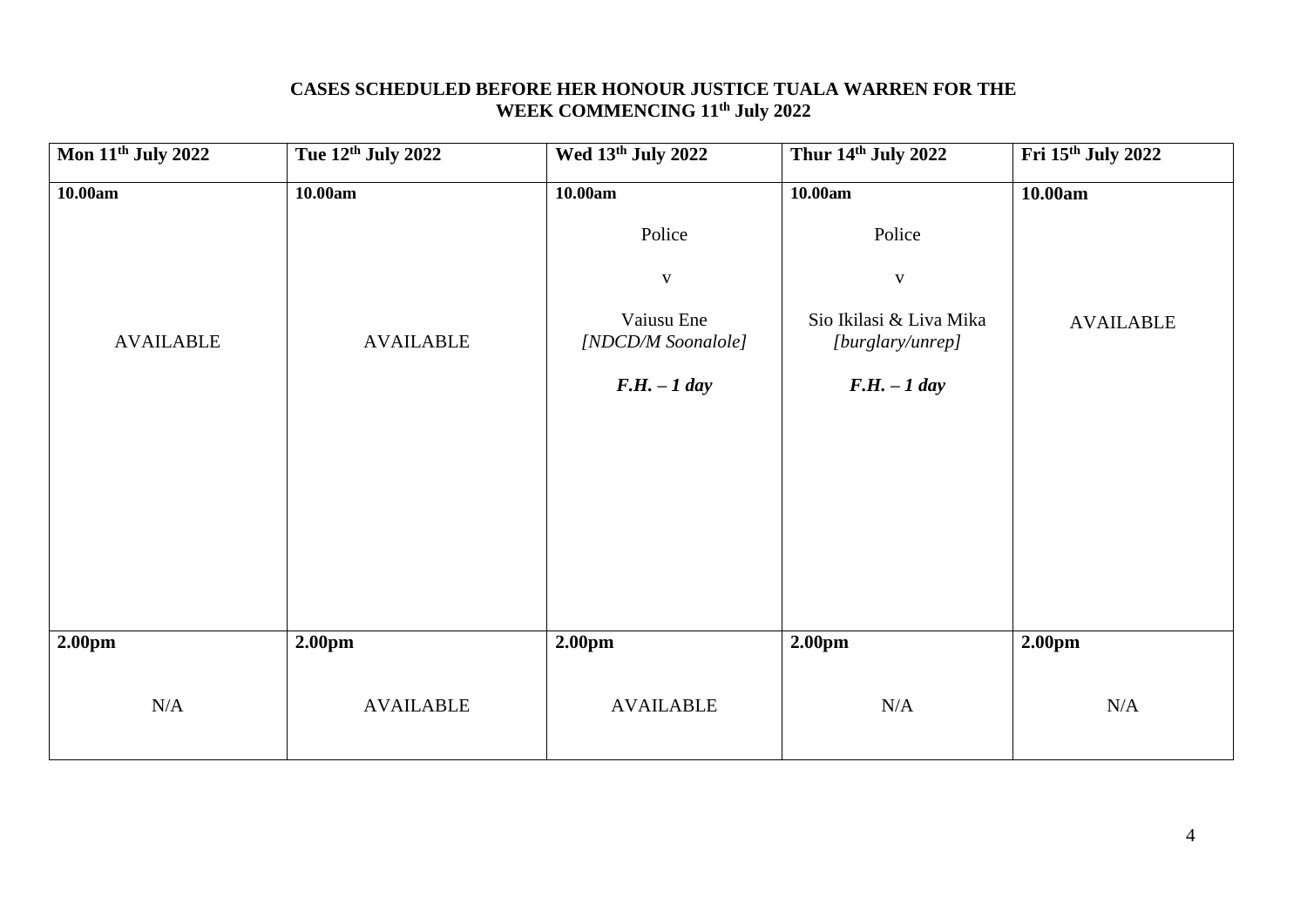**CASES SCHEDULED BEFORE HER HONOUR JUSTICE TUALA WARREN FOR THE WEEK COMMENCING 11th July 2022**

| Mon 11th July 2022 | Tue 12th July 2022 | Wed 13th July 2022 | Thur 14th July 2022 | Fri 15th July 2022 |
|---|---|---|---|---|
| **10.00am** | **10.00am** | **10.00am** | **10.00am** | **10.00am** |
| AVAILABLE | AVAILABLE | Police v Vaiusu Ene *[NDCD/M Soonalole]* ***F.H. – 1 day*** | Police v Sio Ikilasi & Liva Mika *[burglary/unrep]* ***F.H. – 1 day*** | AVAILABLE |
| **2.00pm** | **2.00pm** | **2.00pm** | **2.00pm** | **2.00pm** |
| N/A | AVAILABLE | AVAILABLE | N/A | N/A |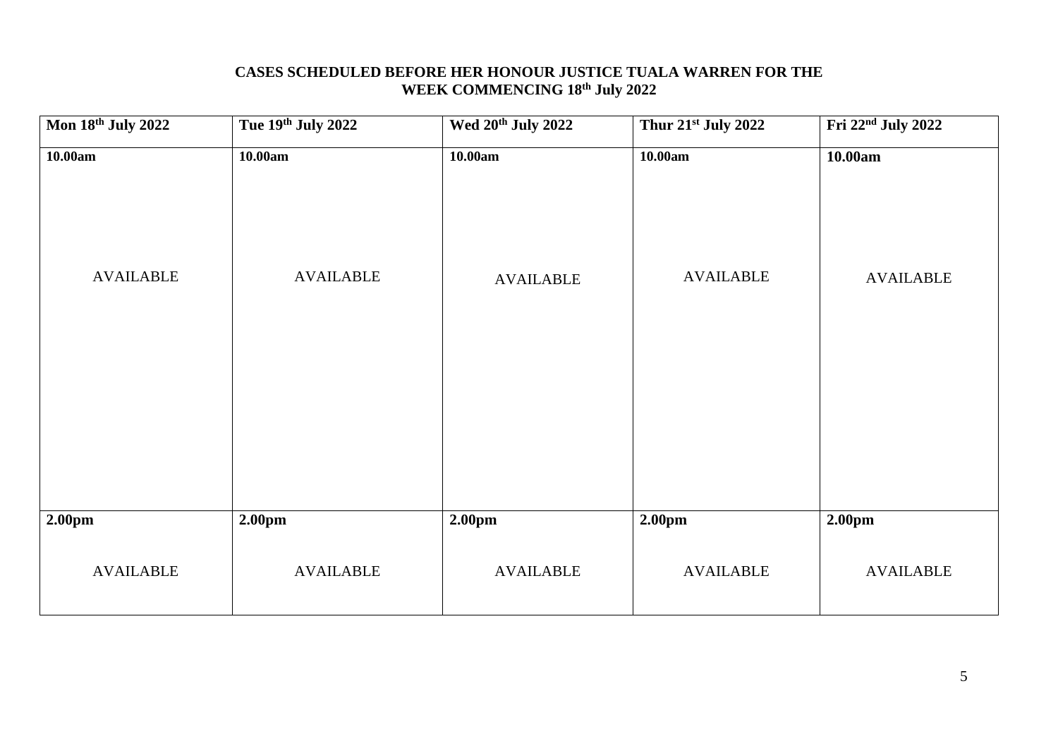**CASES SCHEDULED BEFORE HER HONOUR JUSTICE TUALA WARREN FOR THE WEEK COMMENCING 18th July 2022**

| Mon 18th July 2022 | Tue 19th July 2022 | Wed 20th July 2022 | Thur 21st July 2022 | Fri 22nd July 2022 |
|---|---|---|---|---|
| **10.00am**<br><br>AVAILABLE | **10.00am**<br><br>AVAILABLE | **10.00am**<br><br>AVAILABLE | **10.00am**<br><br>AVAILABLE | **10.00am**<br><br>AVAILABLE |
| **2.00pm**<br><br>AVAILABLE | **2.00pm**<br><br>AVAILABLE | **2.00pm**<br><br>AVAILABLE | **2.00pm**<br><br>AVAILABLE | **2.00pm**<br><br>AVAILABLE |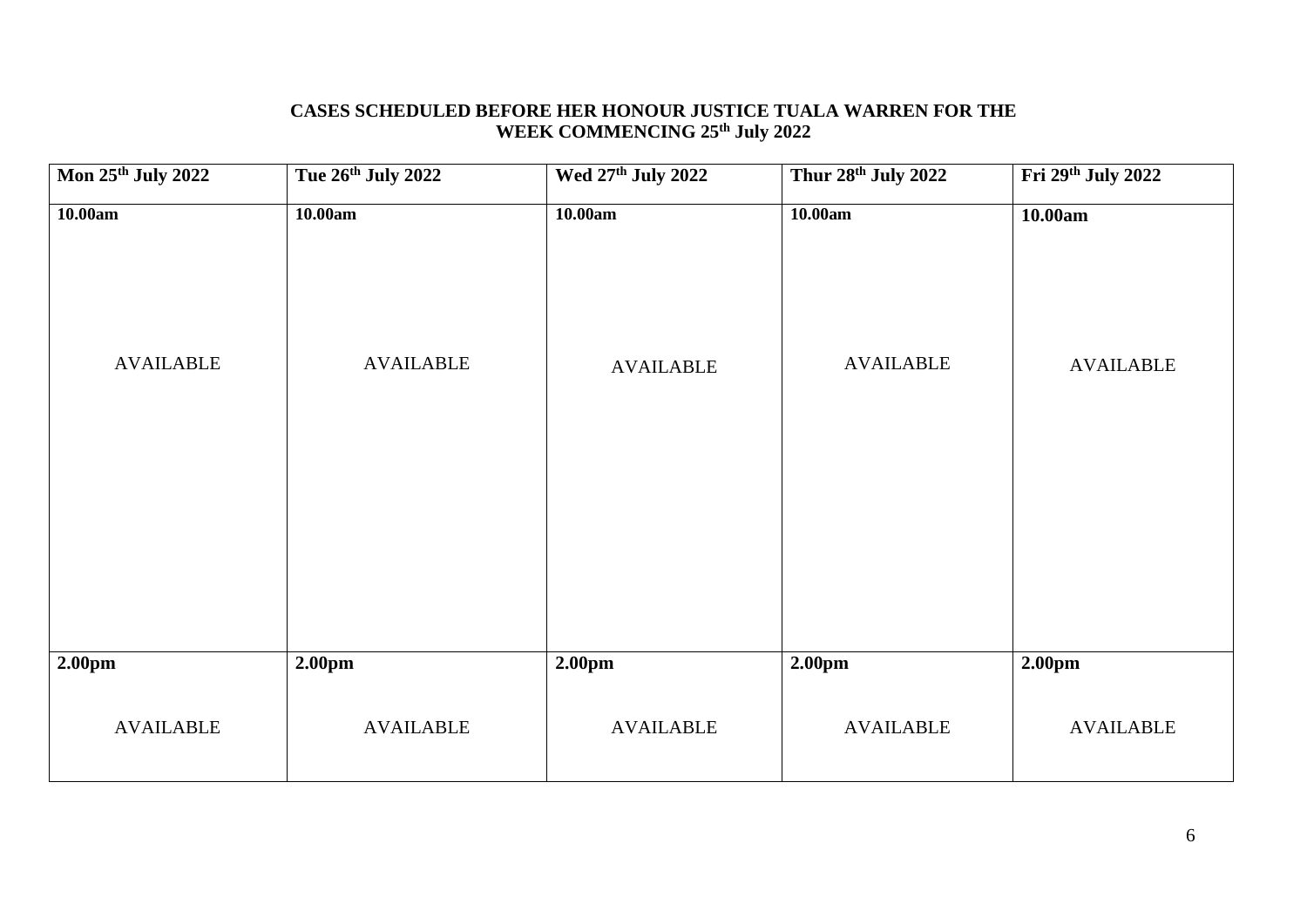**CASES SCHEDULED BEFORE HER HONOUR JUSTICE TUALA WARREN FOR THE WEEK COMMENCING 25th July 2022**

| Mon 25th July 2022 | Tue 26th July 2022 | Wed 27th July 2022 | Thur 28th July 2022 | Fri 29th July 2022 |
| --- | --- | --- | --- | --- |
| **10.00am** <br> AVAILABLE | **10.00am** <br> AVAILABLE | **10.00am** <br> AVAILABLE | **10.00am** <br> AVAILABLE | **10.00am** <br> AVAILABLE |
| **2.00pm** <br> AVAILABLE | **2.00pm** <br> AVAILABLE | **2.00pm** <br> AVAILABLE | **2.00pm** <br> AVAILABLE | **2.00pm** <br> AVAILABLE |